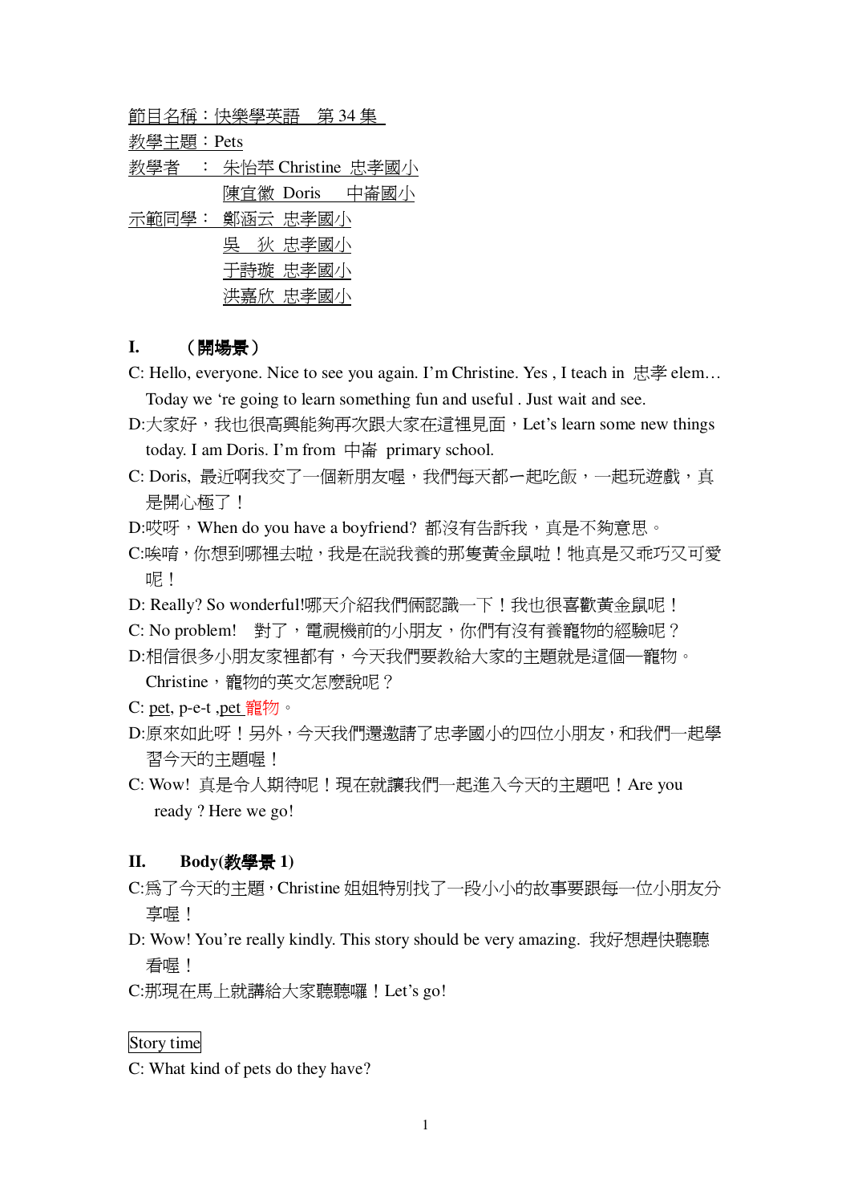節目名稱：快樂學英語　第 34 集

教學主題：Pets

教學者　：朱怡芊 Christine　忠孝國小

　　　　　陳宜徽 Doris　　中崙國小

示範同學：鄭涵云 忠孝國小

　　　　　吳　狄 忠孝國小

　　　　　于詩璇 忠孝國小

　　　　　洪嘉欣 忠孝國小

## I.　（開場景）

C: Hello, everyone. Nice to see you again. I'm Christine. Yes , I teach in 忠孝 elem… Today we 're going to learn something fun and useful . Just wait and see.

D:大家好，我也很高興能夠再次跟大家在這裡見面，Let's learn some new things today. I am Doris. I'm from 中崙 primary school.

C: Doris, 最近啊我交了一個新朋友喔，我們每天都一起吃飯，一起玩遊戲，真是開心極了！

D:哎呀，When do you have a boyfriend? 都沒有告訴我，真是不夠意思。

C:唉唷，你想到哪裡去啦，我是在說我養的那隻黃金鼠啦！牠真是又乖巧又可愛呢！

D: Really? So wonderful!哪天介紹我們倆認識一下！我也很喜歡黃金鼠呢！

C: No problem!　對了，電視機前的小朋友，你們有沒有養寵物的經驗呢？

D:相信很多小朋友家裡都有，今天我們要教給大家的主題就是這個—寵物。Christine，寵物的英文怎麼說呢？

C: pet, p-e-t ,pet 寵物。

D:原來如此呀！另外，今天我們還邀請了忠孝國小的四位小朋友，和我們一起學習今天的主題喔！

C: Wow! 真是令人期待呢！現在就讓我們一起進入今天的主題吧！Are you ready ? Here we go!

## II.　Body(教學景 1)

C:為了今天的主題，Christine 姐姐特別找了一段小小的故事要跟每一位小朋友分享喔！

D: Wow! You're really kindly. This story should be very amazing. 我好想趕快聽聽看喔！

C:那現在馬上就講給大家聽聽囉！Let's go!

Story time

C: What kind of pets do they have?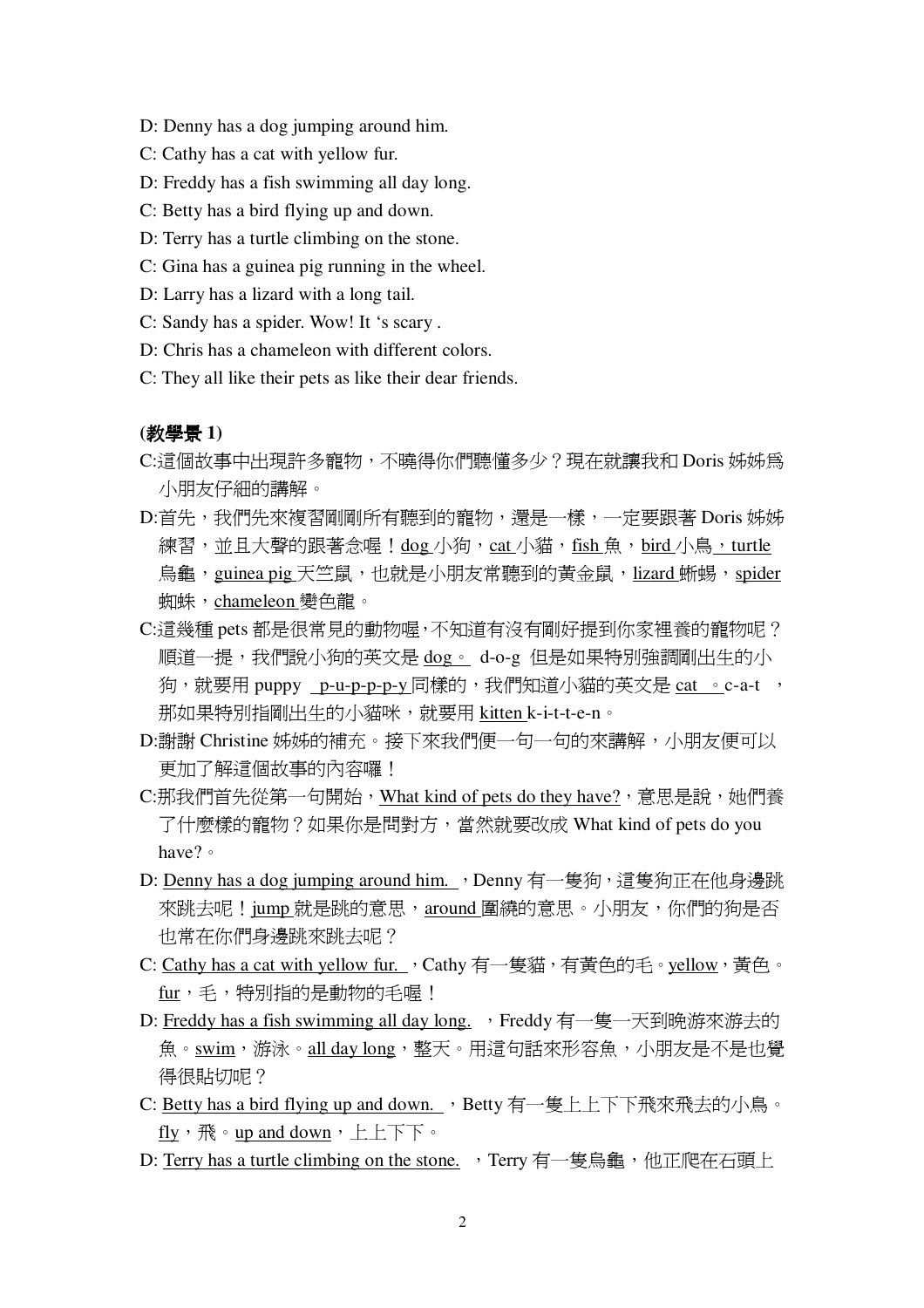D: Denny has a dog jumping around him.

C: Cathy has a cat with yellow fur.

D: Freddy has a fish swimming all day long.

C: Betty has a bird flying up and down.

D: Terry has a turtle climbing on the stone.

C: Gina has a guinea pig running in the wheel.

D: Larry has a lizard with a long tail.

C: Sandy has a spider. Wow! It 's scary .

D: Chris has a chameleon with different colors.

C: They all like their pets as like their dear friends.

**(教學景 1)**

C:這個故事中出現許多寵物，不曉得你們聽懂多少？現在就讓我和 Doris 姊姊爲小朋友仔細的講解。

D:首先，我們先來複習剛剛所有聽到的寵物，還是一樣，一定要跟著 Doris 姊姊練習，並且大聲的跟著念喔！dog 小狗，cat 小貓，fish 魚，bird 小鳥，turtle 烏龜，guinea pig 天竺鼠，也就是小朋友常聽到的黃金鼠，lizard 蜥蜴，spider 蜘蛛，chameleon 變色龍。

C:這幾種 pets 都是很常見的動物喔，不知道有沒有剛好提到你家裡養的寵物呢？順道一提，我們說小狗的英文是 dog。 d-o-g 但是如果特別強調剛出生的小狗，就要用 puppy p-u-p-p-y 同樣的，我們知道小貓的英文是 cat 。c-a-t ，那如果特別指剛出生的小貓咪，就要用 kitten k-i-t-t-e-n。

D:謝謝 Christine 姊姊的補充。接下來我們便一句一句的來講解，小朋友便可以更加了解這個故事的內容囉！

C:那我們首先從第一句開始，What kind of pets do they have?，意思是說，她們養了什麼樣的寵物？如果你是問對方，當然就要改成 What kind of pets do you have?。

D: Denny has a dog jumping around him. ，Denny 有一隻狗，這隻狗正在他身邊跳來跳去呢！jump 就是跳的意思，around 圍繞的意思。小朋友，你們的狗是否也常在你們身邊跳來跳去呢？

C: Cathy has a cat with yellow fur. ，Cathy 有一隻貓，有黃色的毛。yellow，黃色。fur，毛，特別指的是動物的毛喔！

D: Freddy has a fish swimming all day long. ，Freddy 有一隻一天到晚游來游去的魚。swim，游泳。all day long，整天。用這句話來形容魚，小朋友是不是也覺得很貼切呢？

C: Betty has a bird flying up and down. ，Betty 有一隻上上下下飛來飛去的小鳥。fly，飛。up and down，上上下下。

D: Terry has a turtle climbing on the stone. ，Terry 有一隻烏龜，他正爬在石頭上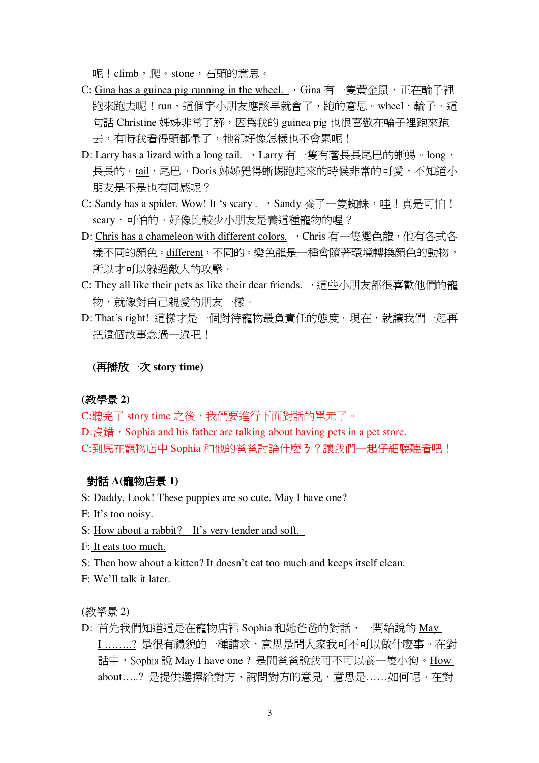呢！climb，爬。stone，石頭的意思。

C: Gina has a guinea pig running in the wheel. ，Gina 有一隻黃金鼠，正在輪子裡跑來跑去呢！run，這個字小朋友應該早就會了，跑的意思。wheel，輪子。這句話 Christine 姊姊非常了解，因爲我的 guinea pig 也很喜歡在輪子裡跑來跑去，有時我看得頭都暈了，牠卻好像怎樣也不會累呢！

D: Larry has a lizard with a long tail. ，Larry 有一隻有著長長尾巴的蜥蜴。long，長長的。tail，尾巴。Doris 姊姊覺得蜥蜴跑起來的時候非常的可愛，不知道小朋友是不是也有同感呢？

C: Sandy has a spider. Wow! It 's scary . ，Sandy 養了一隻蜘蛛，哇！真是可怕！scary，可怕的。好像比較少小朋友是養這種寵物的喔？

D: Chris has a chameleon with different colors. ，Chris 有一隻變色龍，他有各式各樣不同的顏色。different，不同的。變色龍是一種會隨著環境轉換顏色的動物，所以才可以躲過敵人的攻擊。

C: They all like their pets as like their dear friends. ，這些小朋友都很喜歡他們的寵物，就像對自己親愛的朋友一樣。

D: That's right! 這樣才是一個對待寵物最負責任的態度。現在，就讓我們一起再把這個故事念過一遍吧！

**(再播放一次 story time)**

**(教學景 2)**

C:聽完了 story time 之後，我們要進行下面對話的單元了。

D:沒錯，Sophia and his father are talking about having pets in a pet store.

C:到底在寵物店中 Sophia 和他的爸爸討論什麼ㄋ？讓我們一起仔細聽聽看吧！

**對話 A(寵物店景 1)**

S: Daddy, Look! These puppies are so cute. May I have one?

F: It's too noisy.

S: How about a rabbit? It's very tender and soft.

F: It eats too much.

S: Then how about a kitten? It doesn't eat too much and keeps itself clean.

F: We'll talk it later.

(教學景 2)

D: 首先我們知道這是在寵物店裡 Sophia 和她爸爸的對話，一開始說的 May I ……..? 是很有禮貌的一種請求，意思是問人家我可不可以做什麼事。在對話中，Sophia 說 May I have one ? 是問爸爸說我可不可以養一隻小狗。How about…..? 是提供選擇給對方，詢問對方的意見，意思是……如何呢。在對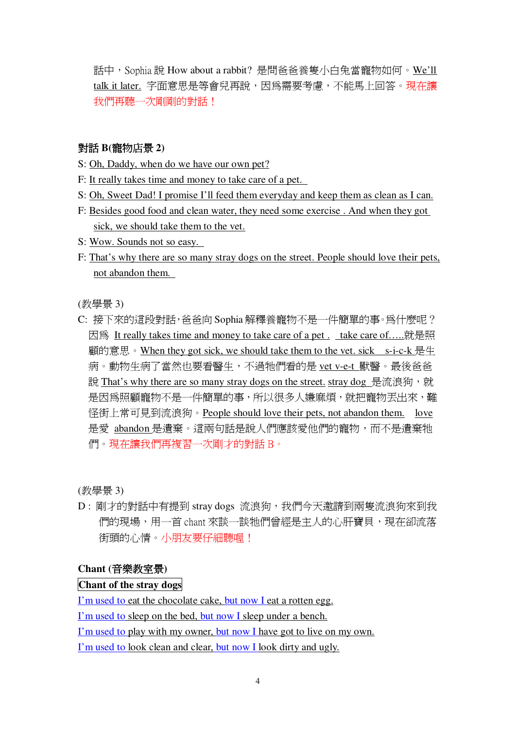話中，Sophia 說 How about a rabbit? 是問爸爸養隻小白兔當寵物如何。We'll talk it later. 字面意思是等會兒再說，因爲需要考慮，不能馬上回答。現在讓我們再聽一次剛剛的對話！

**對話 B(寵物店景 2)**

S: Oh, Daddy, when do we have our own pet?

F: It really takes time and money to take care of a pet.

S: Oh, Sweet Dad! I promise I'll feed them everyday and keep them as clean as I can.

F: Besides good food and clean water, they need some exercise . And when they got sick, we should take them to the vet.

S: Wow. Sounds not so easy.

F: That's why there are so many stray dogs on the street. People should love their pets, not abandon them.

(教學景 3)

C: 接下來的這段對話，爸爸向 Sophia 解釋養寵物不是一件簡單的事。爲什麼呢？因爲 It really takes time and money to take care of a pet . take care of.....就是照顧的意思。When they got sick, we should take them to the vet. sick s-i-c-k 是生病。動物生病了當然也要看醫生，不過牠們看的是 vet v-e-t 獸醫。最後爸爸說 That's why there are so many stray dogs on the street. stray dog 是流浪狗，就是因爲照顧寵物不是一件簡單的事，所以很多人嫌麻煩，就把寵物丟出來，難怪街上常可見到流浪狗。People should love their pets, not abandon them. love 是愛 abandon 是遺棄。這兩句話是說人們應該愛他們的寵物，而不是遺棄牠們。現在讓我們再複習一次剛才的對話 B。

(教學景 3)

D：剛才的對話中有提到 stray dogs 流浪狗，我們今天邀請到兩隻流浪狗來到我們的現場，用一首 chant 來談一談牠們曾經是主人的心肝寶貝，現在卻流落街頭的心情。小朋友要仔細聽喔！

**Chant (音樂教室景)**

**Chant of the stray dogs**

I'm used to eat the chocolate cake, but now I eat a rotten egg.

I'm used to sleep on the bed, but now I sleep under a bench.

I'm used to play with my owner, but now I have got to live on my own.

I'm used to look clean and clear, but now I look dirty and ugly.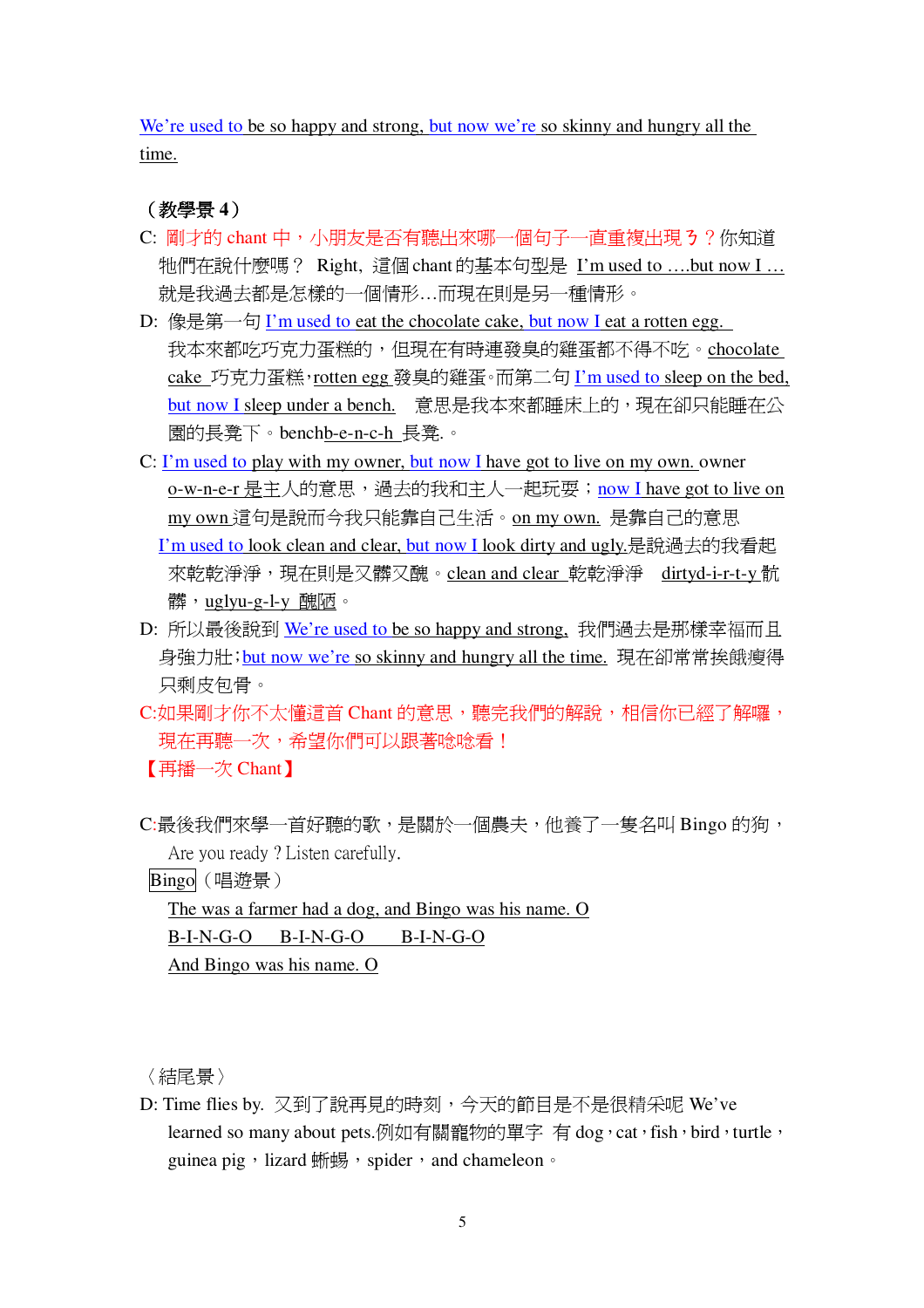We're used to be so happy and strong, but now we're so skinny and hungry all the time.

**（教學景 4）**

C: 剛才的 chant 中，小朋友是否有聽出來哪一個句子一直重複出現ㄋ？你知道牠們在說什麼嗎？ Right，這個 chant 的基本句型是 I'm used to ….but now I … 就是我過去都是怎樣的一個情形…而現在則是另一種情形。

D: 像是第一句 I'm used to eat the chocolate cake, but now I eat a rotten egg. 我本來都吃巧克力蛋糕的，但現在有時連發臭的雞蛋都不得不吃。chocolate cake 巧克力蛋糕，rotten egg 發臭的雞蛋。而第二句 I'm used to sleep on the bed, but now I sleep under a bench. 意思是我本來都睡床上的，現在卻只能睡在公園的長凳下。benchb-e-n-c-h 長凳.。

C: I'm used to play with my owner, but now I have got to live on my own. owner o-w-n-e-r 是主人的意思，過去的我和主人一起玩耍；now I have got to live on my own 這句是說而今我只能靠自己生活。on my own. 是靠自己的意思
I'm used to look clean and clear, but now I look dirty and ugly.是說過去的我看起來乾乾淨淨，現在則是又髒又醜。clean and clear 乾乾淨淨 dirtyd-i-r-t-y 骯髒，uglyu-g-l-y 醜陋。

D: 所以最後說到 We're used to be so happy and strong, 我們過去是那樣幸福而且身強力壯；but now we're so skinny and hungry all the time. 現在卻常常挨餓瘦得只剩皮包骨。

C:如果剛才你不太懂這首 Chant 的意思，聽完我們的解說，相信你已經了解囉，現在再聽一次，希望你們可以跟著唸唸看！

【再播一次 Chant】

C:最後我們來學一首好聽的歌，是關於一個農夫，他養了一隻名叫 Bingo 的狗，Are you ready ? Listen carefully.

Bingo（唱遊景）

The was a farmer had a dog, and Bingo was his name. O
B-I-N-G-O B-I-N-G-O B-I-N-G-O
And Bingo was his name. O

〈結尾景〉

D: Time flies by. 又到了說再見的時刻，今天的節目是不是很精采呢 We've learned so many about pets.例如有關寵物的單字 有 dog，cat，fish，bird，turtle，guinea pig，lizard 蜥蜴，spider，and chameleon。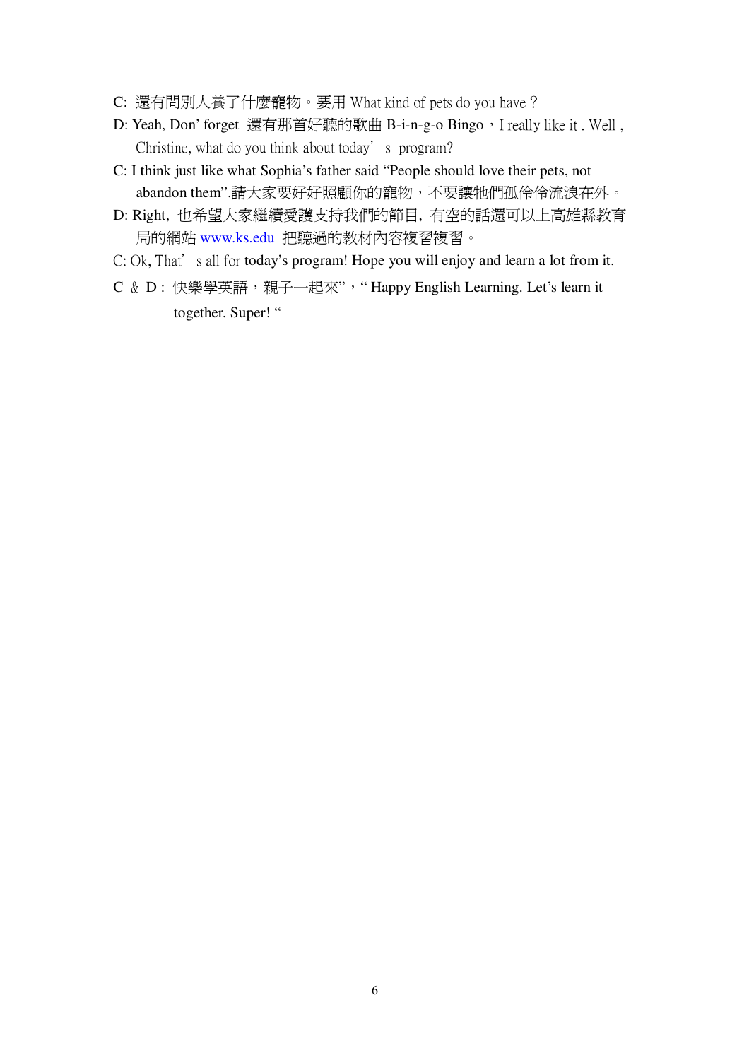C: 還有問別人養了什麼寵物。要用 What kind of pets do you have？

D: Yeah, Don' forget 還有那首好聽的歌曲 B-i-n-g-o Bingo，I really like it . Well , Christine, what do you think about today' s program?

C: I think just like what Sophia's father said "People should love their pets, not abandon them".請大家要好好照顧你的寵物，不要讓牠們孤伶伶流浪在外。

D: Right, 也希望大家繼續愛護支持我們的節目, 有空的話還可以上高雄縣教育局的網站 www.ks.edu 把聽過的教材內容複習複習。

C: Ok, That' s all for today's program! Hope you will enjoy and learn a lot from it.

C ＆ D : 快樂學英語，親子一起來"，" Happy English Learning. Let's learn it together. Super! "